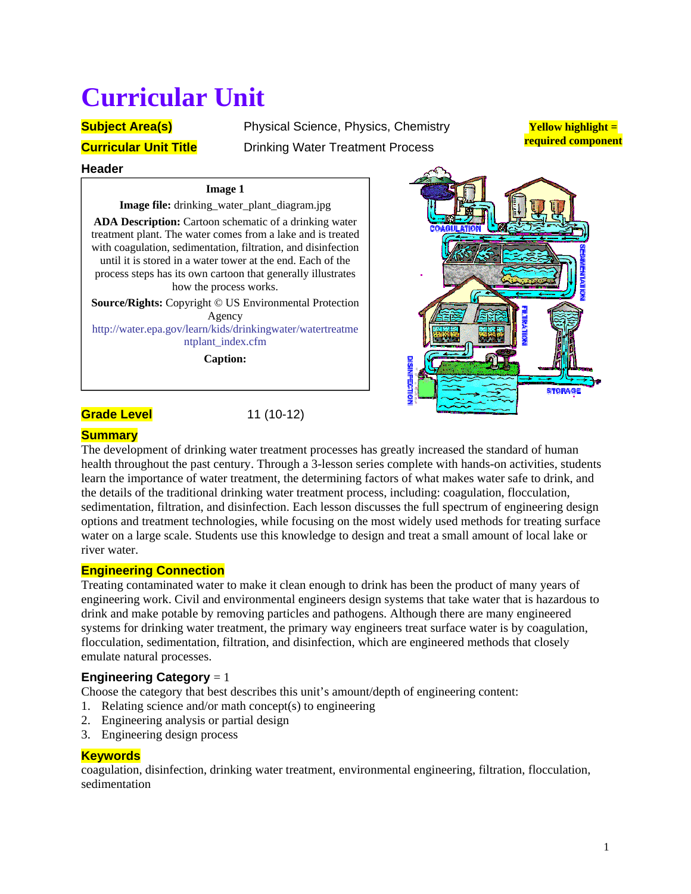# Curricular Unit

Yellow highlight = required component

**Subject Area(s)** Physical Science, Physics, Chemistry

**Curricular Unit Title** Drinking Water Treatment Process

**Header**

**Image 1**

**Image file:** drinking_water_plant_diagram.jpg

**ADA Description:** Cartoon schematic of a drinking water treatment plant. The water comes from a lake and is treated with coagulation, sedimentation, filtration, and disinfection until it is stored in a water tower at the end. Each of the process steps has its own cartoon that generally illustrates how the process works.

**Source/Rights:** Copyright © US Environmental Protection Agency http://water.epa.gov/learn/kids/drinkingwater/watertreatmentplant_index.cfm

**Caption:**

**Grade Level** 11 (10-12)

**Summary**

The development of drinking water treatment processes has greatly increased the standard of human health throughout the past century. Through a 3-lesson series complete with hands-on activities, students learn the importance of water treatment, the determining factors of what makes water safe to drink, and the details of the traditional drinking water treatment process, including: coagulation, flocculation, sedimentation, filtration, and disinfection. Each lesson discusses the full spectrum of engineering design options and treatment technologies, while focusing on the most widely used methods for treating surface water on a large scale. Students use this knowledge to design and treat a small amount of local lake or river water.

**Engineering Connection**

Treating contaminated water to make it clean enough to drink has been the product of many years of engineering work. Civil and environmental engineers design systems that take water that is hazardous to drink and make potable by removing particles and pathogens. Although there are many engineered systems for drinking water treatment, the primary way engineers treat surface water is by coagulation, flocculation, sedimentation, filtration, and disinfection, which are engineered methods that closely emulate natural processes.

**Engineering Category** = 1

Choose the category that best describes this unit's amount/depth of engineering content:

1. Relating science and/or math concept(s) to engineering
2. Engineering analysis or partial design
3. Engineering design process

**Keywords**

coagulation, disinfection, drinking water treatment, environmental engineering, filtration, flocculation, sedimentation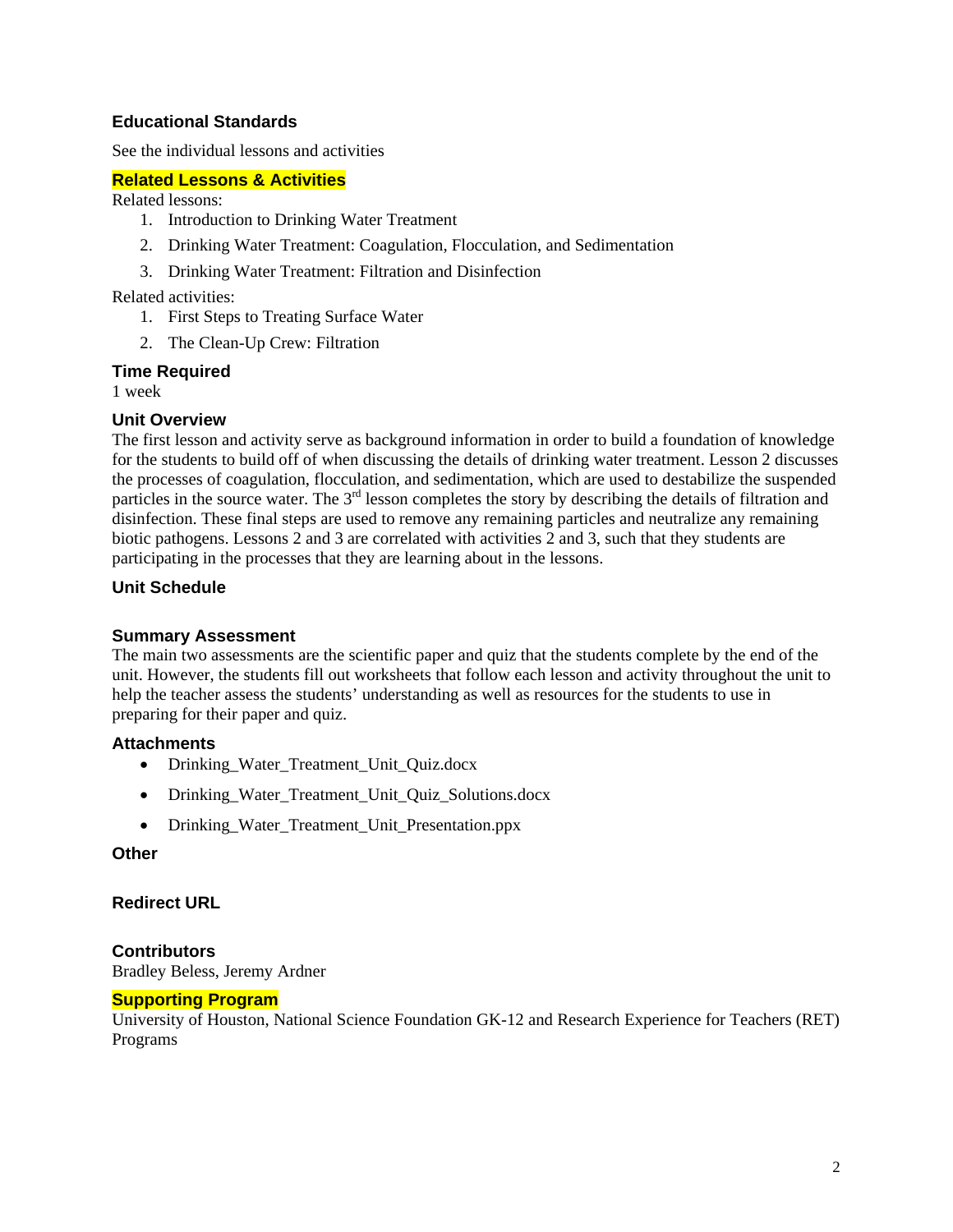### Educational Standards

See the individual lessons and activities

### Related Lessons & Activities

Related lessons:

1. Introduction to Drinking Water Treatment
2. Drinking Water Treatment: Coagulation, Flocculation, and Sedimentation
3. Drinking Water Treatment: Filtration and Disinfection

Related activities:

1. First Steps to Treating Surface Water
2. The Clean-Up Crew: Filtration

### Time Required

1 week

### Unit Overview

The first lesson and activity serve as background information in order to build a foundation of knowledge for the students to build off of when discussing the details of drinking water treatment. Lesson 2 discusses the processes of coagulation, flocculation, and sedimentation, which are used to destabilize the suspended particles in the source water. The 3rd lesson completes the story by describing the details of filtration and disinfection. These final steps are used to remove any remaining particles and neutralize any remaining biotic pathogens. Lessons 2 and 3 are correlated with activities 2 and 3, such that they students are participating in the processes that they are learning about in the lessons.

### Unit Schedule

### Summary Assessment

The main two assessments are the scientific paper and quiz that the students complete by the end of the unit. However, the students fill out worksheets that follow each lesson and activity throughout the unit to help the teacher assess the students' understanding as well as resources for the students to use in preparing for their paper and quiz.

### Attachments

- Drinking_Water_Treatment_Unit_Quiz.docx
- Drinking_Water_Treatment_Unit_Quiz_Solutions.docx
- Drinking_Water_Treatment_Unit_Presentation.ppx

### Other

### Redirect URL

### Contributors

Bradley Beless, Jeremy Ardner

### Supporting Program

University of Houston, National Science Foundation GK-12 and Research Experience for Teachers (RET) Programs